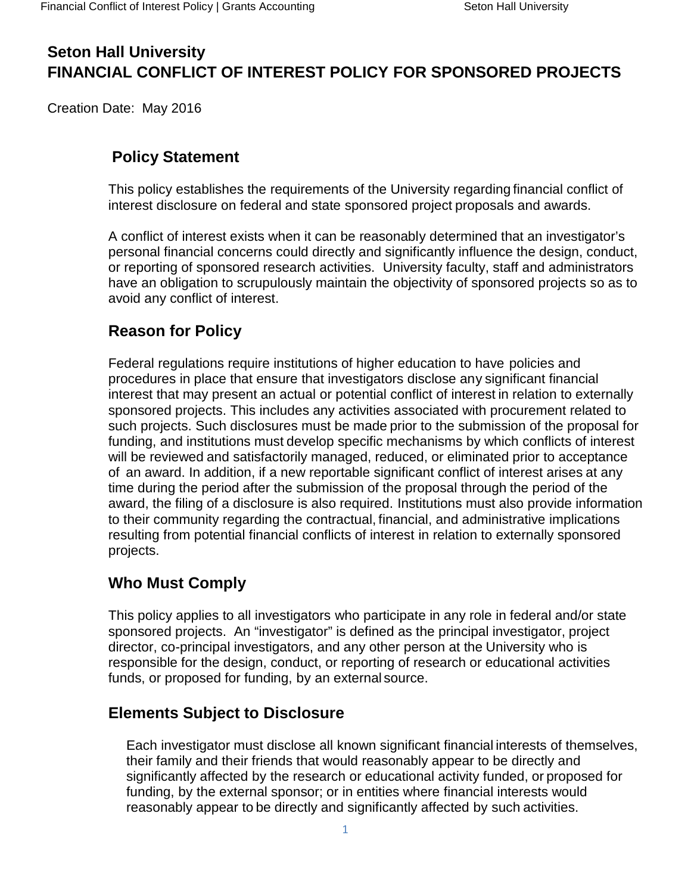# Seton Hall University
# FINANCIAL CONFLICT OF INTEREST POLICY FOR SPONSORED PROJECTS

Creation Date: May 2016

## Policy Statement

This policy establishes the requirements of the University regarding financial conflict of interest disclosure on federal and state sponsored project proposals and awards.

A conflict of interest exists when it can be reasonably determined that an investigator's personal financial concerns could directly and significantly influence the design, conduct, or reporting of sponsored research activities. University faculty, staff and administrators have an obligation to scrupulously maintain the objectivity of sponsored projects so as to avoid any conflict of interest.

## Reason for Policy

Federal regulations require institutions of higher education to have policies and procedures in place that ensure that investigators disclose any significant financial interest that may present an actual or potential conflict of interest in relation to externally sponsored projects. This includes any activities associated with procurement related to such projects. Such disclosures must be made prior to the submission of the proposal for funding, and institutions must develop specific mechanisms by which conflicts of interest will be reviewed and satisfactorily managed, reduced, or eliminated prior to acceptance of an award. In addition, if a new reportable significant conflict of interest arises at any time during the period after the submission of the proposal through the period of the award, the filing of a disclosure is also required. Institutions must also provide information to their community regarding the contractual, financial, and administrative implications resulting from potential financial conflicts of interest in relation to externally sponsored projects.

## Who Must Comply

This policy applies to all investigators who participate in any role in federal and/or state sponsored projects. An "investigator" is defined as the principal investigator, project director, co-principal investigators, and any other person at the University who is responsible for the design, conduct, or reporting of research or educational activities funds, or proposed for funding, by an external source.

## Elements Subject to Disclosure

Each investigator must disclose all known significant financial interests of themselves, their family and their friends that would reasonably appear to be directly and significantly affected by the research or educational activity funded, or proposed for funding, by the external sponsor; or in entities where financial interests would reasonably appear to be directly and significantly affected by such activities.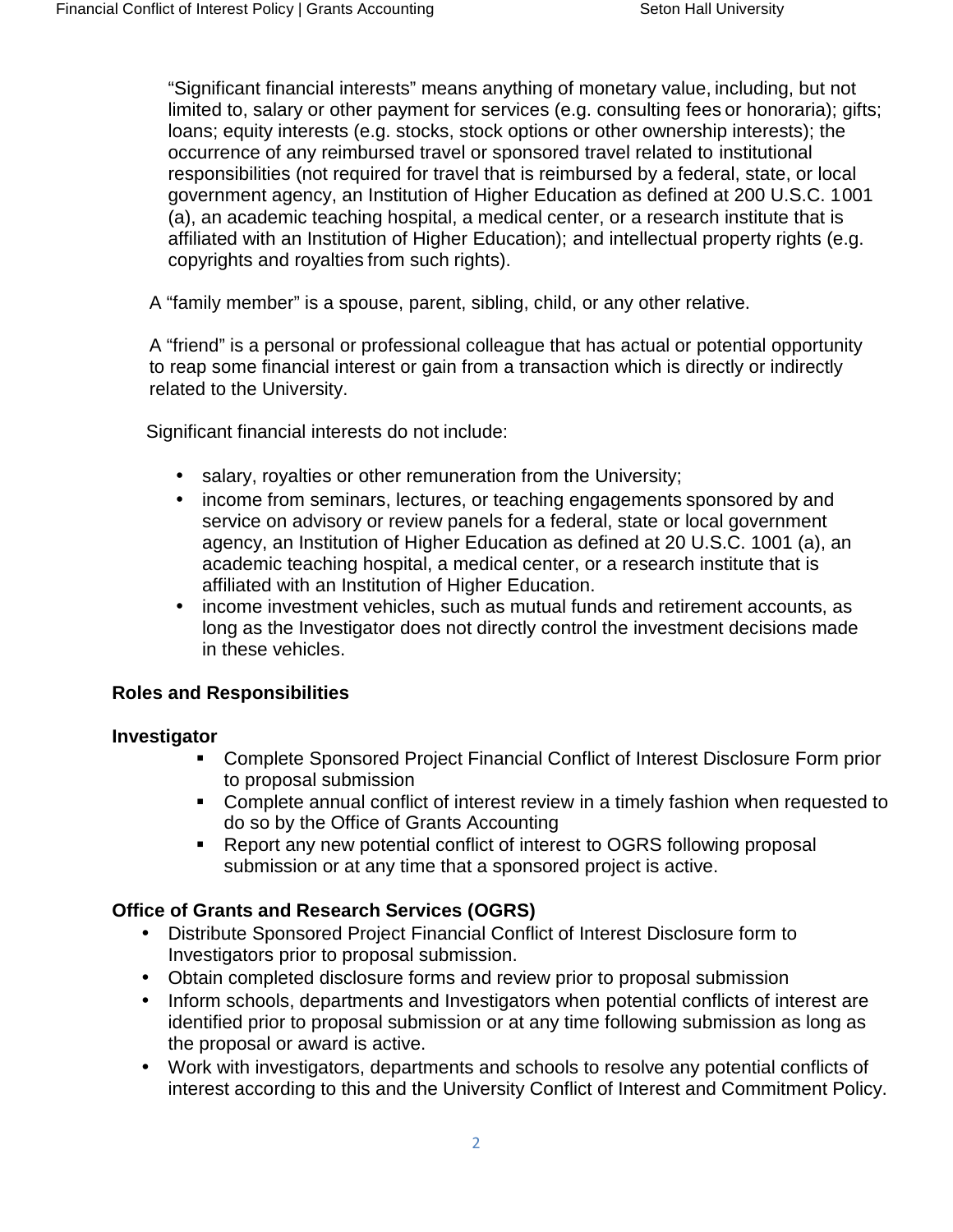"Significant financial interests" means anything of monetary value, including, but not limited to, salary or other payment for services (e.g. consulting fees or honoraria); gifts; loans; equity interests (e.g. stocks, stock options or other ownership interests); the occurrence of any reimbursed travel or sponsored travel related to institutional responsibilities (not required for travel that is reimbursed by a federal, state, or local government agency, an Institution of Higher Education as defined at 200 U.S.C. 1001 (a), an academic teaching hospital, a medical center, or a research institute that is affiliated with an Institution of Higher Education); and intellectual property rights (e.g. copyrights and royalties from such rights).

A "family member" is a spouse, parent, sibling, child, or any other relative.

A "friend" is a personal or professional colleague that has actual or potential opportunity to reap some financial interest or gain from a transaction which is directly or indirectly related to the University.

Significant financial interests do not include:

- salary, royalties or other remuneration from the University;
- income from seminars, lectures, or teaching engagements sponsored by and service on advisory or review panels for a federal, state or local government agency, an Institution of Higher Education as defined at 20 U.S.C. 1001 (a), an academic teaching hospital, a medical center, or a research institute that is affiliated with an Institution of Higher Education.
- income investment vehicles, such as mutual funds and retirement accounts, as long as the Investigator does not directly control the investment decisions made in these vehicles.

**Roles and Responsibilities**

**Investigator**

- Complete Sponsored Project Financial Conflict of Interest Disclosure Form prior to proposal submission
- Complete annual conflict of interest review in a timely fashion when requested to do so by the Office of Grants Accounting
- Report any new potential conflict of interest to OGRS following proposal submission or at any time that a sponsored project is active.

**Office of Grants and Research Services (OGRS)**

- Distribute Sponsored Project Financial Conflict of Interest Disclosure form to Investigators prior to proposal submission.
- Obtain completed disclosure forms and review prior to proposal submission
- Inform schools, departments and Investigators when potential conflicts of interest are identified prior to proposal submission or at any time following submission as long as the proposal or award is active.
- Work with investigators, departments and schools to resolve any potential conflicts of interest according to this and the University Conflict of Interest and Commitment Policy.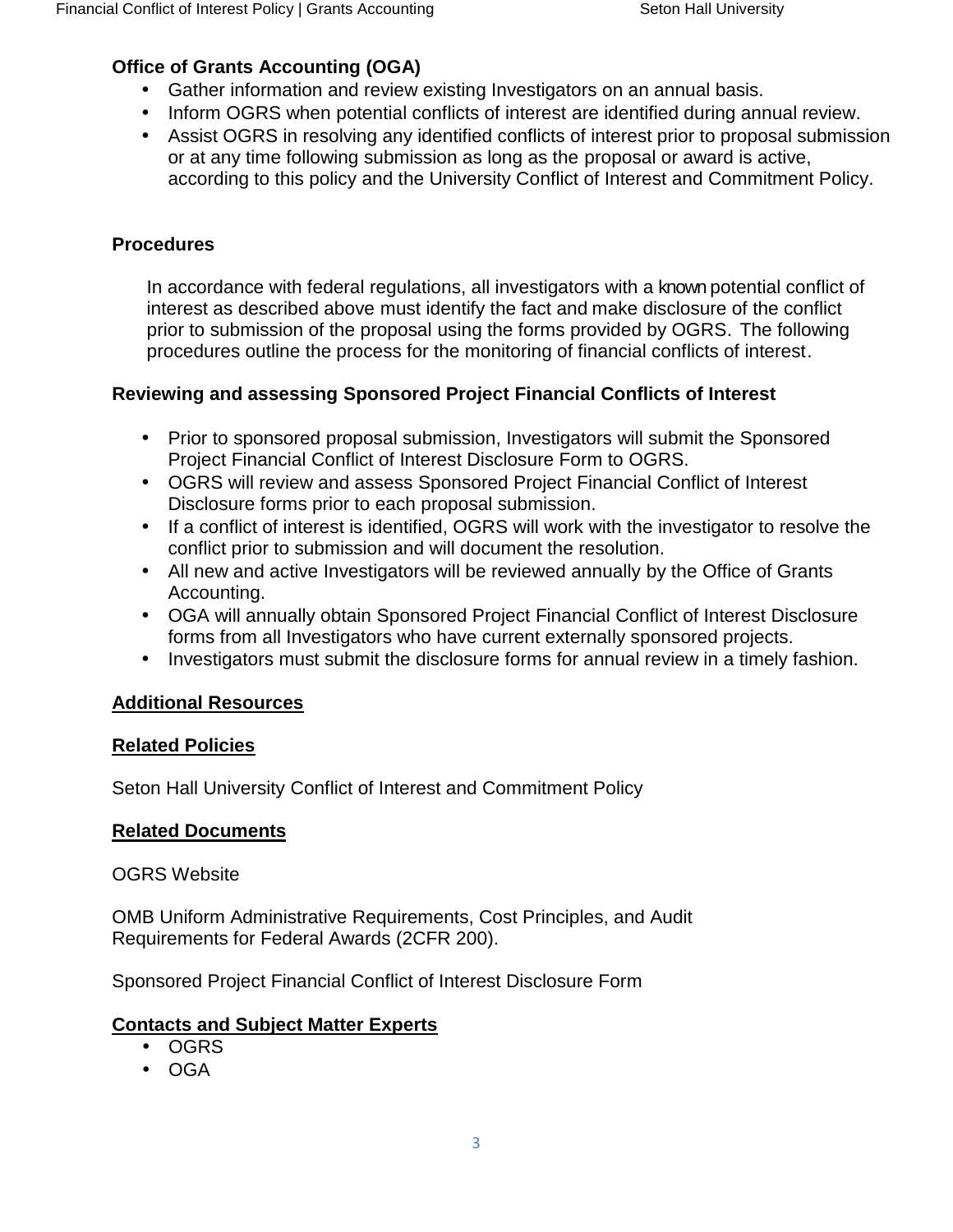### Office of Grants Accounting (OGA)

- Gather information and review existing Investigators on an annual basis.
- Inform OGRS when potential conflicts of interest are identified during annual review.
- Assist OGRS in resolving any identified conflicts of interest prior to proposal submission or at any time following submission as long as the proposal or award is active, according to this policy and the University Conflict of Interest and Commitment Policy.

### Procedures

In accordance with federal regulations, all investigators with a known potential conflict of interest as described above must identify the fact and make disclosure of the conflict prior to submission of the proposal using the forms provided by OGRS. The following procedures outline the process for the monitoring of financial conflicts of interest.

### Reviewing and assessing Sponsored Project Financial Conflicts of Interest

- Prior to sponsored proposal submission, Investigators will submit the Sponsored Project Financial Conflict of Interest Disclosure Form to OGRS.
- OGRS will review and assess Sponsored Project Financial Conflict of Interest Disclosure forms prior to each proposal submission.
- If a conflict of interest is identified, OGRS will work with the investigator to resolve the conflict prior to submission and will document the resolution.
- All new and active Investigators will be reviewed annually by the Office of Grants Accounting.
- OGA will annually obtain Sponsored Project Financial Conflict of Interest Disclosure forms from all Investigators who have current externally sponsored projects.
- Investigators must submit the disclosure forms for annual review in a timely fashion.

### Additional Resources

### Related Policies

Seton Hall University Conflict of Interest and Commitment Policy

### Related Documents

OGRS Website

OMB Uniform Administrative Requirements, Cost Principles, and Audit Requirements for Federal Awards (2CFR 200).

Sponsored Project Financial Conflict of Interest Disclosure Form

### Contacts and Subject Matter Experts

- OGRS
- OGA